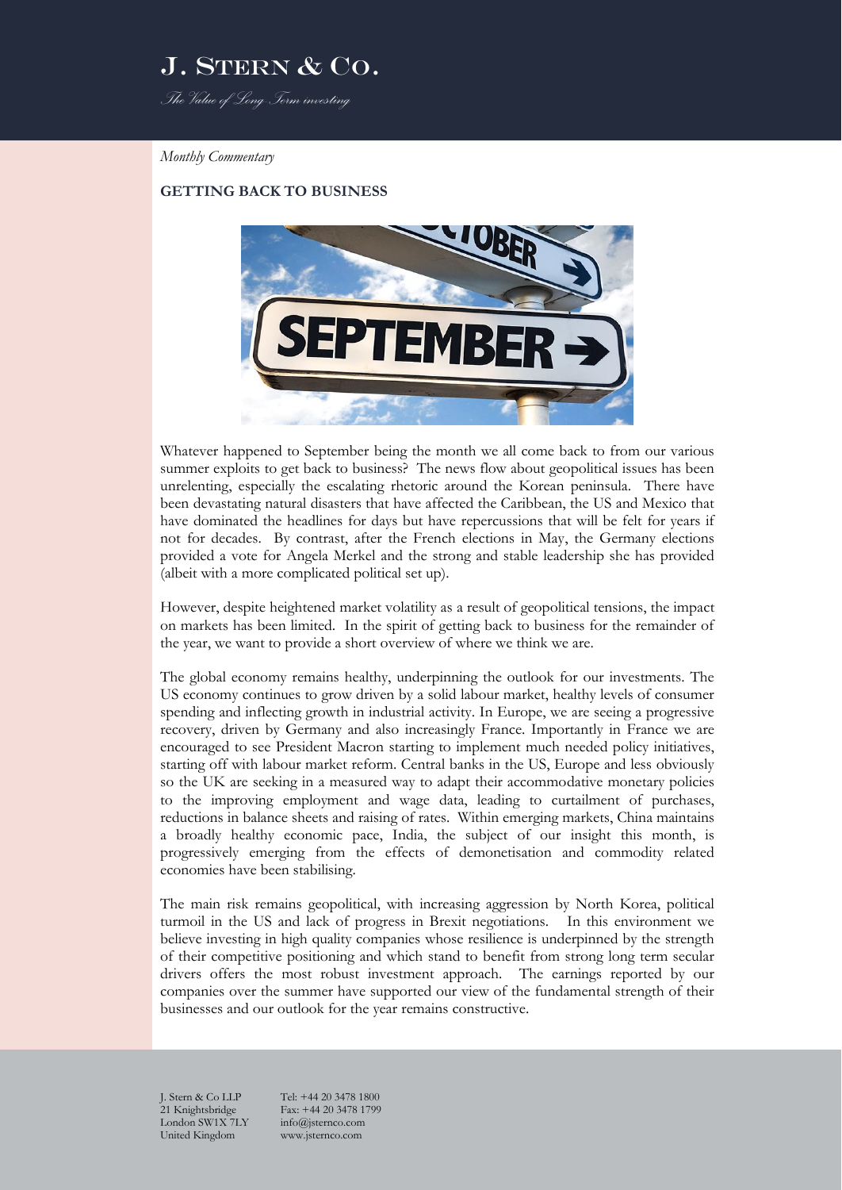# J. Stern & Co.

*The Value of Long Term investing*

*Monthly Commentary*

## GETTING BACK TO BUSINESS

Whatever happened to September being the month we all come back to from our various summer exploits to get back to business? The news flow about geopolitical issues has been unrelenting, especially the escalating rhetoric around the Korean peninsula. There have been devastating natural disasters that have affected the Caribbean, the US and Mexico that have dominated the headlines for days but have repercussions that will be felt for years if not for decades. By contrast, after the French elections in May, the Germany elections provided a vote for Angela Merkel and the strong and stable leadership she has provided (albeit with a more complicated political set up).

However, despite heightened market volatility as a result of geopolitical tensions, the impact on markets has been limited. In the spirit of getting back to business for the remainder of the year, we want to provide a short overview of where we think we are.

The global economy remains healthy, underpinning the outlook for our investments. The US economy continues to grow driven by a solid labour market, healthy levels of consumer spending and inflecting growth in industrial activity. In Europe, we are seeing a progressive recovery, driven by Germany and also increasingly France. Importantly in France we are encouraged to see President Macron starting to implement much needed policy initiatives, starting off with labour market reform. Central banks in the US, Europe and less obviously so the UK are seeking in a measured way to adapt their accommodative monetary policies to the improving employment and wage data, leading to curtailment of purchases, reductions in balance sheets and raising of rates. Within emerging markets, China maintains a broadly healthy economic pace, India, the subject of our insight this month, is progressively emerging from the effects of demonetisation and commodity related economies have been stabilising.

The main risk remains geopolitical, with increasing aggression by North Korea, political turmoil in the US and lack of progress in Brexit negotiations. In this environment we believe investing in high quality companies whose resilience is underpinned by the strength of their competitive positioning and which stand to benefit from strong long term secular drivers offers the most robust investment approach. The earnings reported by our companies over the summer have supported our view of the fundamental strength of their businesses and our outlook for the year remains constructive.

J. Stern & Co LLP
21 Knightsbridge
London SW1X 7LY
United Kingdom

Tel: +44 20 3478 1800
Fax: +44 20 3478 1799
info@jsternco.com
www.jsternco.com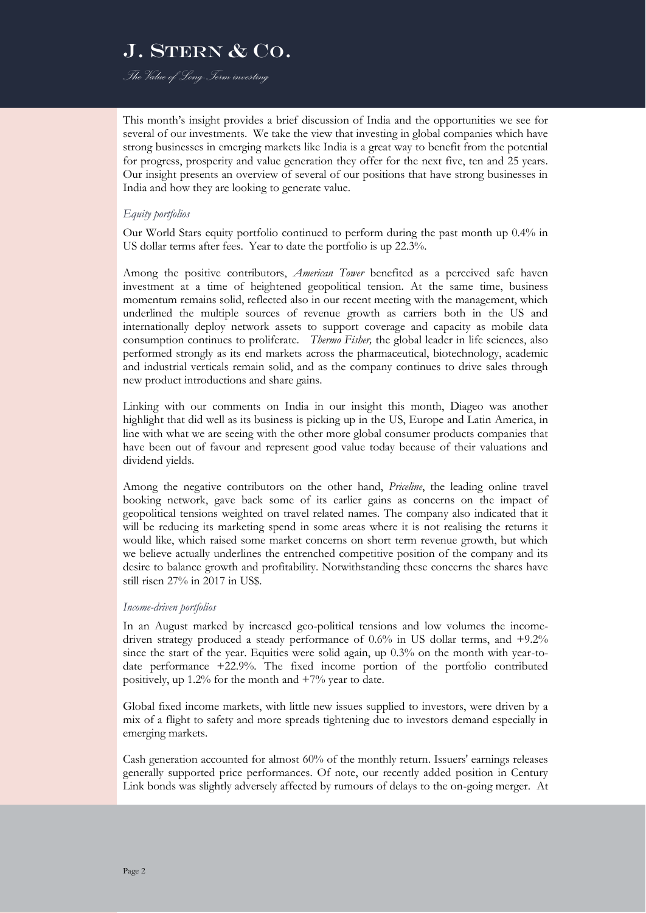This month's insight provides a brief discussion of India and the opportunities we see for several of our investments. We take the view that investing in global companies which have strong businesses in emerging markets like India is a great way to benefit from the potential for progress, prosperity and value generation they offer for the next five, ten and 25 years. Our insight presents an overview of several of our positions that have strong businesses in India and how they are looking to generate value.

*Equity portfolios*

Our World Stars equity portfolio continued to perform during the past month up 0.4% in US dollar terms after fees. Year to date the portfolio is up 22.3%.

Among the positive contributors, *American Tower* benefited as a perceived safe haven investment at a time of heightened geopolitical tension. At the same time, business momentum remains solid, reflected also in our recent meeting with the management, which underlined the multiple sources of revenue growth as carriers both in the US and internationally deploy network assets to support coverage and capacity as mobile data consumption continues to proliferate. *Thermo Fisher,* the global leader in life sciences, also performed strongly as its end markets across the pharmaceutical, biotechnology, academic and industrial verticals remain solid, and as the company continues to drive sales through new product introductions and share gains.

Linking with our comments on India in our insight this month, Diageo was another highlight that did well as its business is picking up in the US, Europe and Latin America, in line with what we are seeing with the other more global consumer products companies that have been out of favour and represent good value today because of their valuations and dividend yields.

Among the negative contributors on the other hand, *Priceline*, the leading online travel booking network, gave back some of its earlier gains as concerns on the impact of geopolitical tensions weighted on travel related names. The company also indicated that it will be reducing its marketing spend in some areas where it is not realising the returns it would like, which raised some market concerns on short term revenue growth, but which we believe actually underlines the entrenched competitive position of the company and its desire to balance growth and profitability. Notwithstanding these concerns the shares have still risen 27% in 2017 in US$.

*Income-driven portfolios*

In an August marked by increased geo-political tensions and low volumes the income-driven strategy produced a steady performance of 0.6% in US dollar terms, and +9.2% since the start of the year. Equities were solid again, up 0.3% on the month with year-to-date performance +22.9%. The fixed income portion of the portfolio contributed positively, up 1.2% for the month and +7% year to date.

Global fixed income markets, with little new issues supplied to investors, were driven by a mix of a flight to safety and more spreads tightening due to investors demand especially in emerging markets.

Cash generation accounted for almost 60% of the monthly return. Issuers' earnings releases generally supported price performances. Of note, our recently added position in Century Link bonds was slightly adversely affected by rumours of delays to the on-going merger. At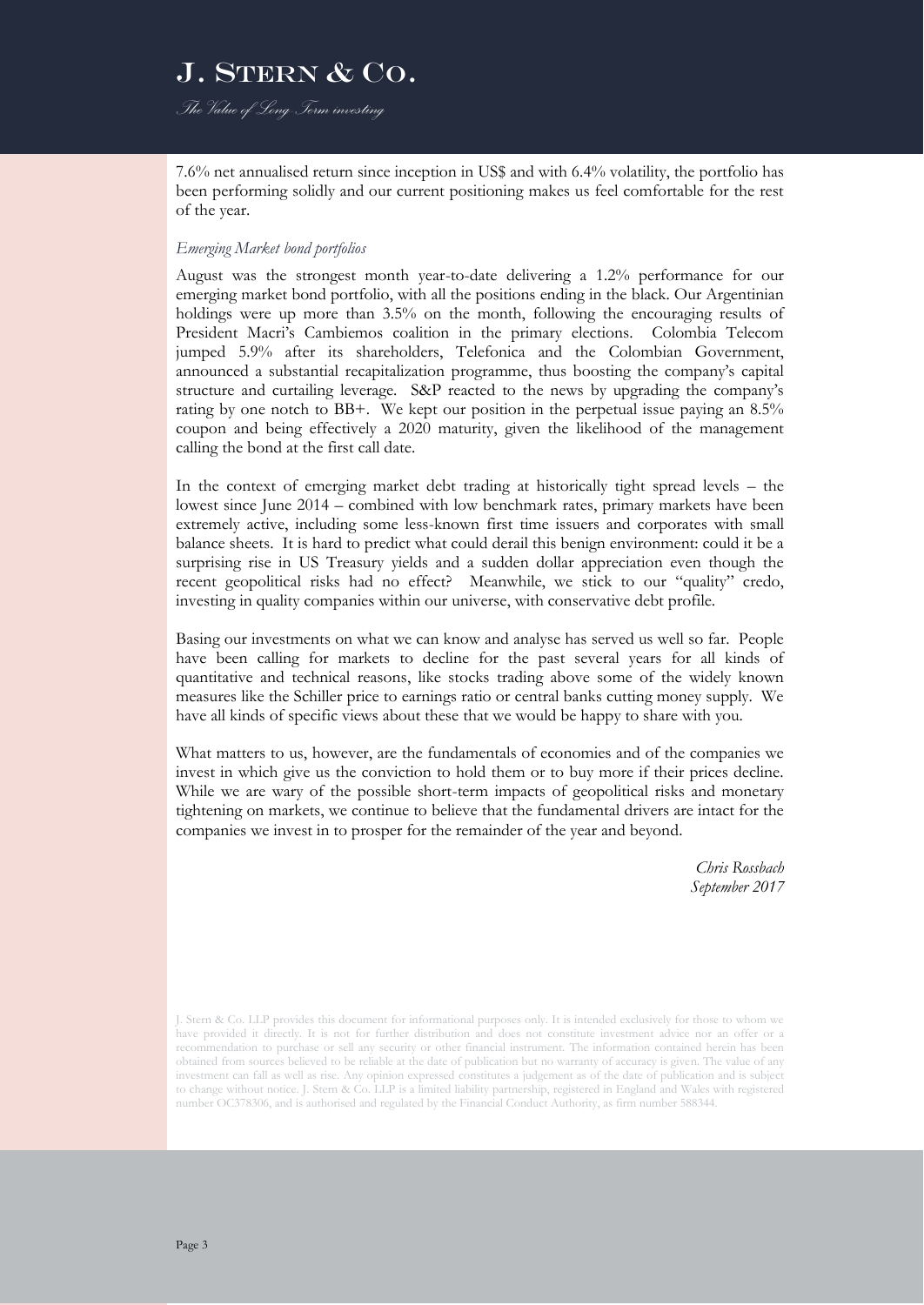7.6% net annualised return since inception in US$ and with 6.4% volatility, the portfolio has been performing solidly and our current positioning makes us feel comfortable for the rest of the year.

*Emerging Market bond portfolios*

August was the strongest month year-to-date delivering a 1.2% performance for our emerging market bond portfolio, with all the positions ending in the black. Our Argentinian holdings were up more than 3.5% on the month, following the encouraging results of President Macri's Cambiemos coalition in the primary elections. Colombia Telecom jumped 5.9% after its shareholders, Telefonica and the Colombian Government, announced a substantial recapitalization programme, thus boosting the company's capital structure and curtailing leverage. S&P reacted to the news by upgrading the company's rating by one notch to BB+. We kept our position in the perpetual issue paying an 8.5% coupon and being effectively a 2020 maturity, given the likelihood of the management calling the bond at the first call date.

In the context of emerging market debt trading at historically tight spread levels – the lowest since June 2014 – combined with low benchmark rates, primary markets have been extremely active, including some less-known first time issuers and corporates with small balance sheets. It is hard to predict what could derail this benign environment: could it be a surprising rise in US Treasury yields and a sudden dollar appreciation even though the recent geopolitical risks had no effect? Meanwhile, we stick to our "quality" credo, investing in quality companies within our universe, with conservative debt profile.

Basing our investments on what we can know and analyse has served us well so far. People have been calling for markets to decline for the past several years for all kinds of quantitative and technical reasons, like stocks trading above some of the widely known measures like the Schiller price to earnings ratio or central banks cutting money supply. We have all kinds of specific views about these that we would be happy to share with you.

What matters to us, however, are the fundamentals of economies and of the companies we invest in which give us the conviction to hold them or to buy more if their prices decline. While we are wary of the possible short-term impacts of geopolitical risks and monetary tightening on markets, we continue to believe that the fundamental drivers are intact for the companies we invest in to prosper for the remainder of the year and beyond.

*Chris Rossbach*
*September 2017*

J. Stern & Co. LLP provides this document for informational purposes only. It is intended exclusively for those to whom we have provided it directly. It is not for further distribution and does not constitute investment advice nor an offer or a recommendation to purchase or sell any security or other financial instrument. The information contained herein has been obtained from sources believed to be reliable at the date of publication but no warranty of accuracy is given. The value of any investment can fall as well as rise. Any opinion expressed constitutes a judgement as of the date of publication and is subject to change without notice. J. Stern & Co. LLP is a limited liability partnership, registered in England and Wales with registered number OC378306, and is authorised and regulated by the Financial Conduct Authority, as firm number 588344.